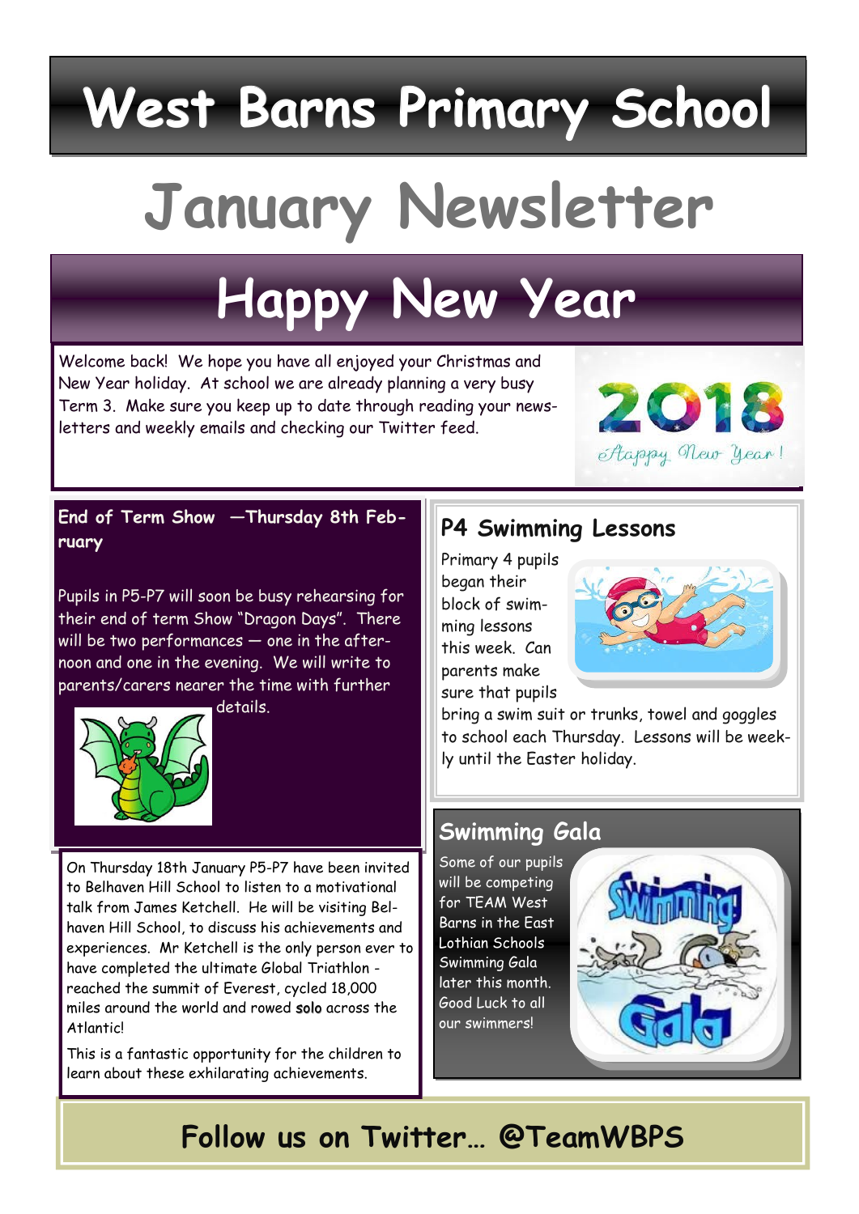# West Barns Primary School

# January Newsletter

## Happy New Year

Welcome back! We hope you have all enjoyed your Christmas and New Year holiday. At school we are already planning a very busy Term 3. Make sure you keep up to date through reading your newsletters and weekly emails and checking our Twitter feed.

### End of Term Show —Thursday 8th February

Pupils in P5-P7 will soon be busy rehearsing for their end of term Show "Dragon Days". There will be two performances — one in the afternoon and one in the evening. We will write to parents/carers nearer the time with further details.

On Thursday 18th January P5-P7 have been invited to Belhaven Hill School to listen to a motivational talk from James Ketchell. He will be visiting Belhaven Hill School, to discuss his achievements and experiences. Mr Ketchell is the only person ever to have completed the ultimate Global Triathlon - reached the summit of Everest, cycled 18,000 miles around the world and rowed solo across the Atlantic!

This is a fantastic opportunity for the children to learn about these exhilarating achievements.

### P4 Swimming Lessons

Primary 4 pupils began their block of swimming lessons this week. Can parents make sure that pupils bring a swim suit or trunks, towel and goggles to school each Thursday. Lessons will be weekly until the Easter holiday.

### Swimming Gala

Some of our pupils will be competing for TEAM West Barns in the East Lothian Schools Swimming Gala later this month. Good Luck to all our swimmers!

**Follow us on Twitter… @TeamWBPS**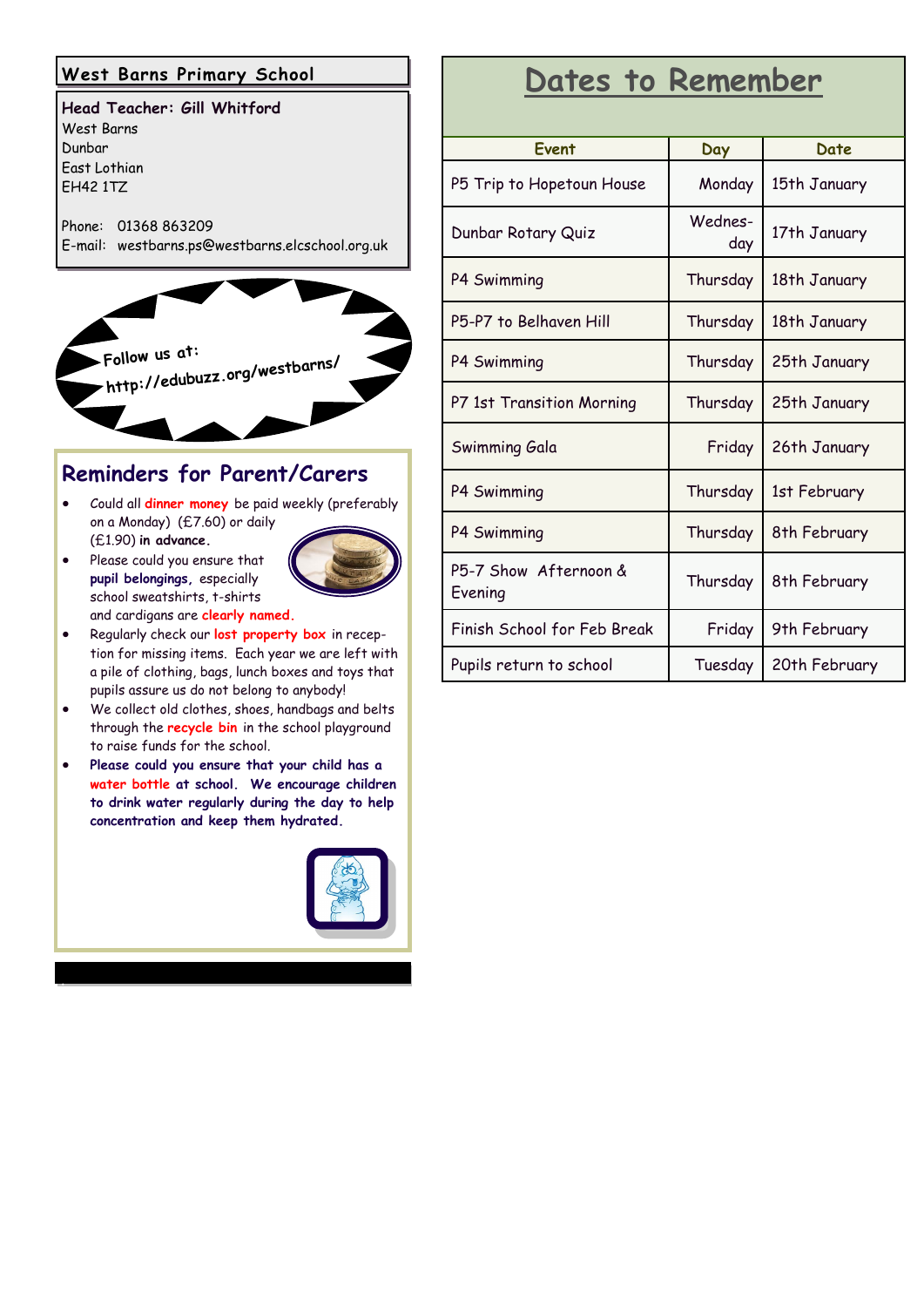## West Barns Primary School

**Head Teacher: Gill Whitford**
West Barns
Dunbar
East Lothian
EH42 1TZ

Phone: 01368 863209
E-mail: westbarns.ps@westbarns.elcschool.org.uk

Follow us at:
http://edubuzz.org/westbarns/

## Reminders for Parent/Carers

- Could all **dinner money** be paid weekly (preferably on a Monday) (£7.60) or daily (£1.90) **in advance.**
- Please could you ensure that **pupil belongings,** especially school sweatshirts, t-shirts and cardigans are **clearly named.**
- Regularly check our **lost property box** in reception for missing items. Each year we are left with a pile of clothing, bags, lunch boxes and toys that pupils assure us do not belong to anybody!
- We collect old clothes, shoes, handbags and belts through the **recycle bin** in the school playground to raise funds for the school.
- **Please could you ensure that your child has a water bottle at school. We encourage children to drink water regularly during the day to help concentration and keep them hydrated.**

# Dates to Remember

| Event | Day | Date |
|---|---|---|
| P5 Trip to Hopetoun House | Monday | 15th January |
| Dunbar Rotary Quiz | Wednesday | 17th January |
| P4 Swimming | Thursday | 18th January |
| P5-P7 to Belhaven Hill | Thursday | 18th January |
| P4 Swimming | Thursday | 25th January |
| P7 1st Transition Morning | Thursday | 25th January |
| Swimming Gala | Friday | 26th January |
| P4 Swimming | Thursday | 1st February |
| P4 Swimming | Thursday | 8th February |
| P5-7 Show Afternoon & Evening | Thursday | 8th February |
| Finish School for Feb Break | Friday | 9th February |
| Pupils return to school | Tuesday | 20th February |